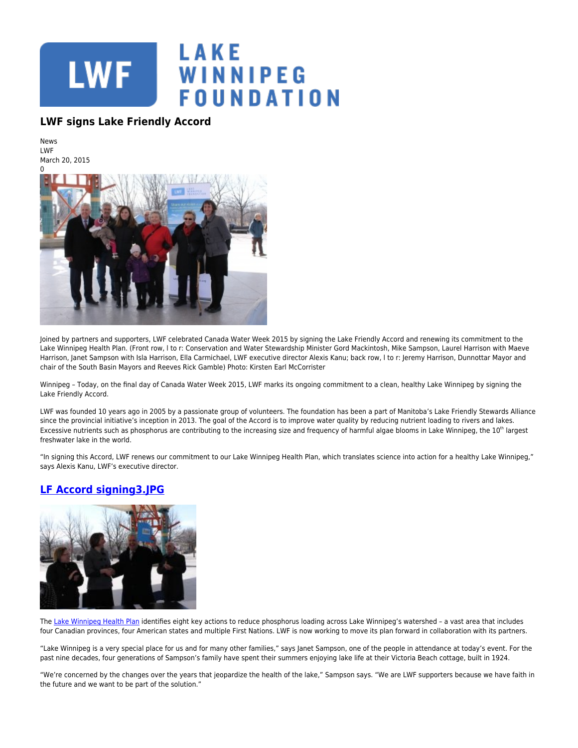# LWF signs Lake Friendly Accord

News
LWF
March 20, 2015
0

Joined by partners and supporters, LWF celebrated Canada Water Week 2015 by signing the Lake Friendly Accord and renewing its commitment to the Lake Winnipeg Health Plan. (Front row, l to r: Conservation and Water Stewardship Minister Gord Mackintosh, Mike Sampson, Laurel Harrison with Maeve Harrison, Janet Sampson with Isla Harrison, Ella Carmichael, LWF executive director Alexis Kanu; back row, l to r: Jeremy Harrison, Dunnottar Mayor and chair of the South Basin Mayors and Reeves Rick Gamble) Photo: Kirsten Earl McCorrister

Winnipeg – Today, on the final day of Canada Water Week 2015, LWF marks its ongoing commitment to a clean, healthy Lake Winnipeg by signing the Lake Friendly Accord.

LWF was founded 10 years ago in 2005 by a passionate group of volunteers. The foundation has been a part of Manitoba's Lake Friendly Stewards Alliance since the provincial initiative's inception in 2013. The goal of the Accord is to improve water quality by reducing nutrient loading to rivers and lakes. Excessive nutrients such as phosphorus are contributing to the increasing size and frequency of harmful algae blooms in Lake Winnipeg, the 10th largest freshwater lake in the world.

"In signing this Accord, LWF renews our commitment to our Lake Winnipeg Health Plan, which translates science into action for a healthy Lake Winnipeg," says Alexis Kanu, LWF's executive director.

## LF Accord signing3.JPG

The Lake Winnipeg Health Plan identifies eight key actions to reduce phosphorus loading across Lake Winnipeg's watershed – a vast area that includes four Canadian provinces, four American states and multiple First Nations. LWF is now working to move its plan forward in collaboration with its partners.

"Lake Winnipeg is a very special place for us and for many other families," says Janet Sampson, one of the people in attendance at today's event. For the past nine decades, four generations of Sampson's family have spent their summers enjoying lake life at their Victoria Beach cottage, built in 1924.

"We're concerned by the changes over the years that jeopardize the health of the lake," Sampson says. "We are LWF supporters because we have faith in the future and we want to be part of the solution."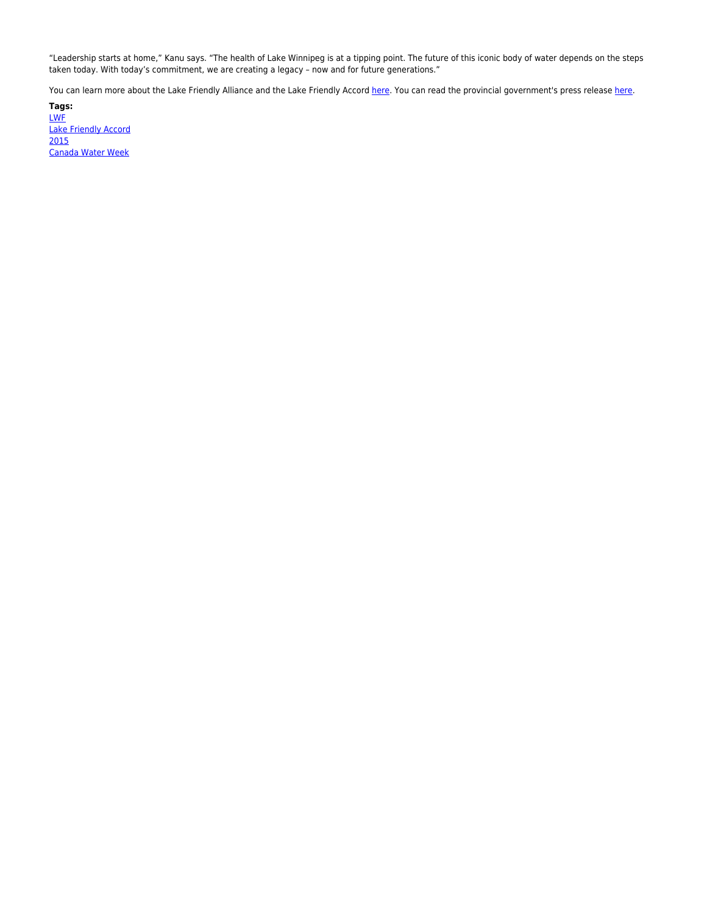“Leadership starts at home,” Kanu says. “The health of Lake Winnipeg is at a tipping point. The future of this iconic body of water depends on the steps taken today. With today’s commitment, we are creating a legacy – now and for future generations.”

You can learn more about the Lake Friendly Alliance and the Lake Friendly Accord here. You can read the provincial government's press release here.

**Tags:**
LWF
Lake Friendly Accord
2015
Canada Water Week